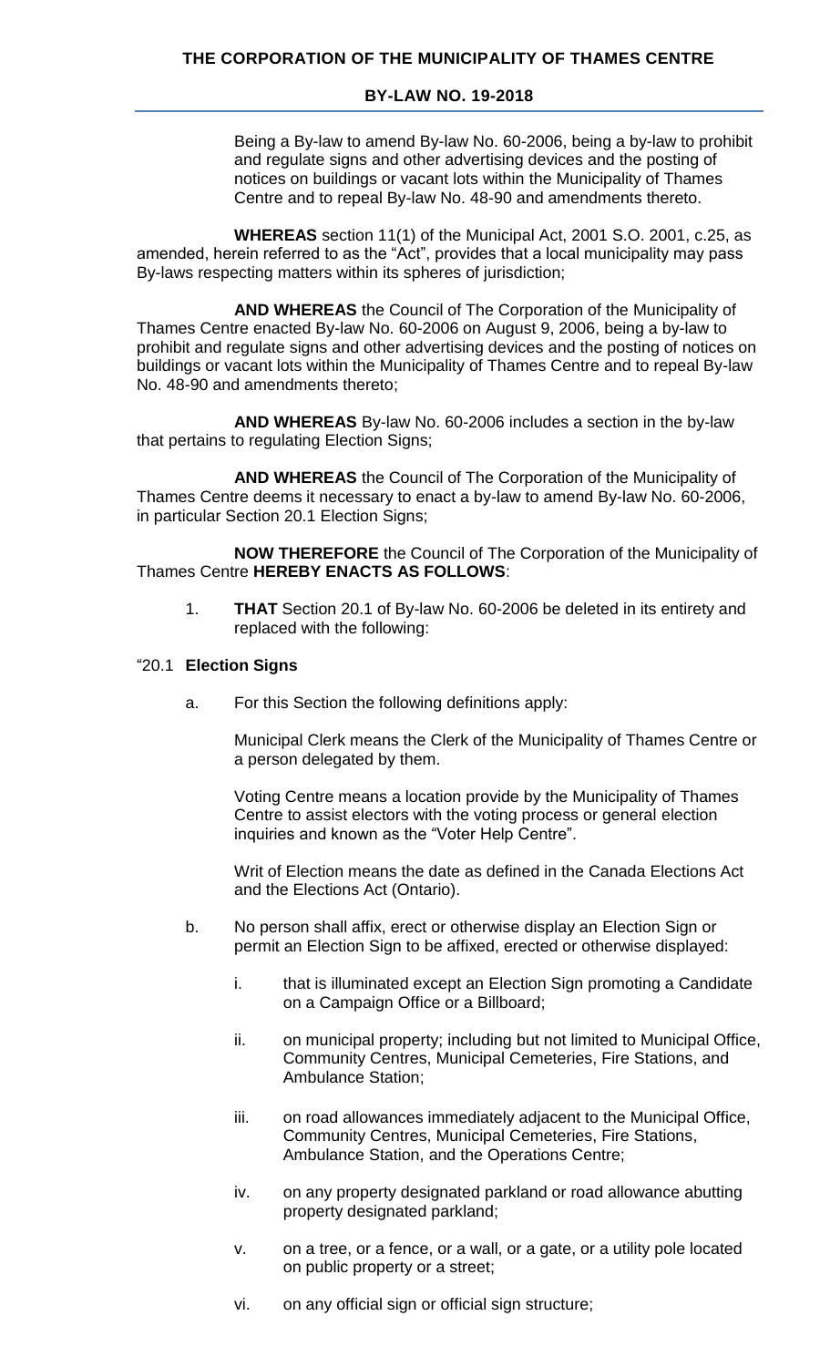# THE CORPORATION OF THE MUNICIPALITY OF THAMES CENTRE

## BY-LAW NO. 19-2018

Being a By-law to amend By-law No. 60-2006, being a by-law to prohibit and regulate signs and other advertising devices and the posting of notices on buildings or vacant lots within the Municipality of Thames Centre and to repeal By-law No. 48-90 and amendments thereto.

**WHEREAS** section 11(1) of the Municipal Act, 2001 S.O. 2001, c.25, as amended, herein referred to as the "Act", provides that a local municipality may pass By-laws respecting matters within its spheres of jurisdiction;

**AND WHEREAS** the Council of The Corporation of the Municipality of Thames Centre enacted By-law No. 60-2006 on August 9, 2006, being a by-law to prohibit and regulate signs and other advertising devices and the posting of notices on buildings or vacant lots within the Municipality of Thames Centre and to repeal By-law No. 48-90 and amendments thereto;

**AND WHEREAS** By-law No. 60-2006 includes a section in the by-law that pertains to regulating Election Signs;

**AND WHEREAS** the Council of The Corporation of the Municipality of Thames Centre deems it necessary to enact a by-law to amend By-law No. 60-2006, in particular Section 20.1 Election Signs;

**NOW THEREFORE** the Council of The Corporation of the Municipality of Thames Centre **HEREBY ENACTS AS FOLLOWS**:

1. **THAT** Section 20.1 of By-law No. 60-2006 be deleted in its entirety and replaced with the following:

"20.1 **Election Signs**

a. For this Section the following definitions apply:

   Municipal Clerk means the Clerk of the Municipality of Thames Centre or a person delegated by them.

   Voting Centre means a location provide by the Municipality of Thames Centre to assist electors with the voting process or general election inquiries and known as the "Voter Help Centre".

   Writ of Election means the date as defined in the Canada Elections Act and the Elections Act (Ontario).

b. No person shall affix, erect or otherwise display an Election Sign or permit an Election Sign to be affixed, erected or otherwise displayed:

   i. that is illuminated except an Election Sign promoting a Candidate on a Campaign Office or a Billboard;

   ii. on municipal property; including but not limited to Municipal Office, Community Centres, Municipal Cemeteries, Fire Stations, and Ambulance Station;

   iii. on road allowances immediately adjacent to the Municipal Office, Community Centres, Municipal Cemeteries, Fire Stations, Ambulance Station, and the Operations Centre;

   iv. on any property designated parkland or road allowance abutting property designated parkland;

   v. on a tree, or a fence, or a wall, or a gate, or a utility pole located on public property or a street;

   vi. on any official sign or official sign structure;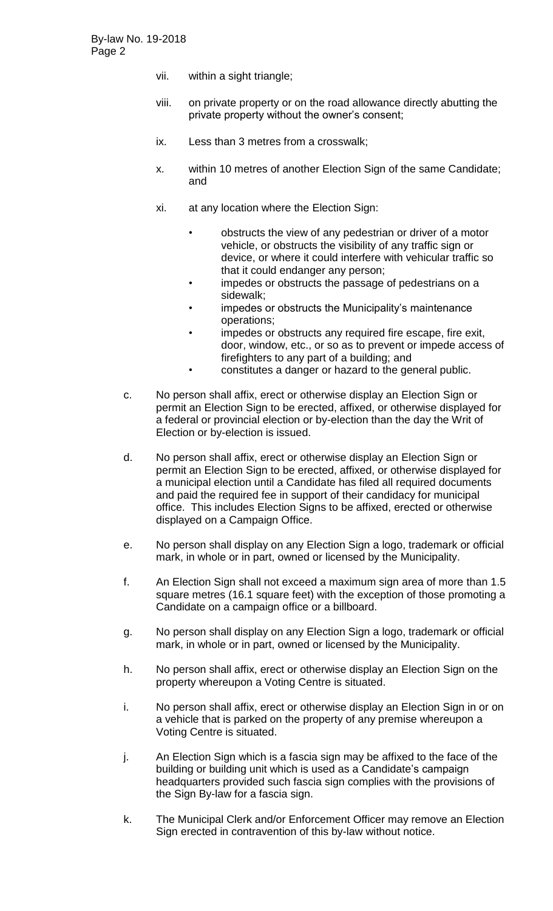vii. within a sight triangle;

viii. on private property or on the road allowance directly abutting the private property without the owner's consent;

ix. Less than 3 metres from a crosswalk;

x. within 10 metres of another Election Sign of the same Candidate; and

xi. at any location where the Election Sign:

- obstructs the view of any pedestrian or driver of a motor vehicle, or obstructs the visibility of any traffic sign or device, or where it could interfere with vehicular traffic so that it could endanger any person;
- impedes or obstructs the passage of pedestrians on a sidewalk;
- impedes or obstructs the Municipality's maintenance operations;
- impedes or obstructs any required fire escape, fire exit, door, window, etc., or so as to prevent or impede access of firefighters to any part of a building; and
- constitutes a danger or hazard to the general public.

c. No person shall affix, erect or otherwise display an Election Sign or permit an Election Sign to be erected, affixed, or otherwise displayed for a federal or provincial election or by-election than the day the Writ of Election or by-election is issued.

d. No person shall affix, erect or otherwise display an Election Sign or permit an Election Sign to be erected, affixed, or otherwise displayed for a municipal election until a Candidate has filed all required documents and paid the required fee in support of their candidacy for municipal office. This includes Election Signs to be affixed, erected or otherwise displayed on a Campaign Office.

e. No person shall display on any Election Sign a logo, trademark or official mark, in whole or in part, owned or licensed by the Municipality.

f. An Election Sign shall not exceed a maximum sign area of more than 1.5 square metres (16.1 square feet) with the exception of those promoting a Candidate on a campaign office or a billboard.

g. No person shall display on any Election Sign a logo, trademark or official mark, in whole or in part, owned or licensed by the Municipality.

h. No person shall affix, erect or otherwise display an Election Sign on the property whereupon a Voting Centre is situated.

i. No person shall affix, erect or otherwise display an Election Sign in or on a vehicle that is parked on the property of any premise whereupon a Voting Centre is situated.

j. An Election Sign which is a fascia sign may be affixed to the face of the building or building unit which is used as a Candidate's campaign headquarters provided such fascia sign complies with the provisions of the Sign By-law for a fascia sign.

k. The Municipal Clerk and/or Enforcement Officer may remove an Election Sign erected in contravention of this by-law without notice.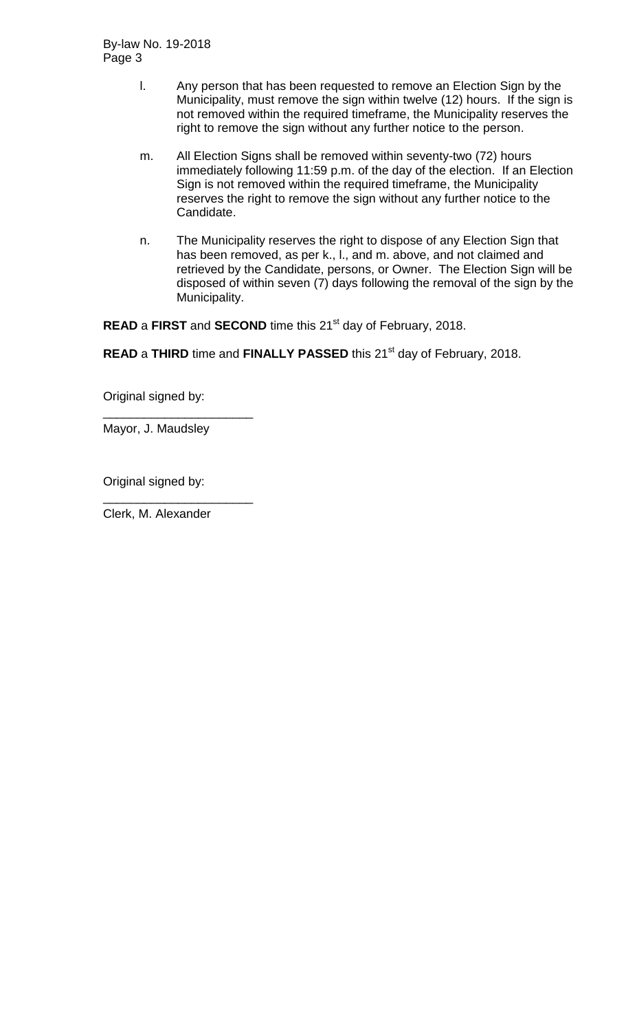l. Any person that has been requested to remove an Election Sign by the Municipality, must remove the sign within twelve (12) hours. If the sign is not removed within the required timeframe, the Municipality reserves the right to remove the sign without any further notice to the person.

m. All Election Signs shall be removed within seventy-two (72) hours immediately following 11:59 p.m. of the day of the election. If an Election Sign is not removed within the required timeframe, the Municipality reserves the right to remove the sign without any further notice to the Candidate.

n. The Municipality reserves the right to dispose of any Election Sign that has been removed, as per k., l., and m. above, and not claimed and retrieved by the Candidate, persons, or Owner. The Election Sign will be disposed of within seven (7) days following the removal of the sign by the Municipality.

**READ** a **FIRST** and **SECOND** time this 21st day of February, 2018.

**READ** a **THIRD** time and **FINALLY PASSED** this 21st day of February, 2018.

Original signed by:

______________________
Mayor, J. Maudsley

Original signed by:

______________________
Clerk, M. Alexander